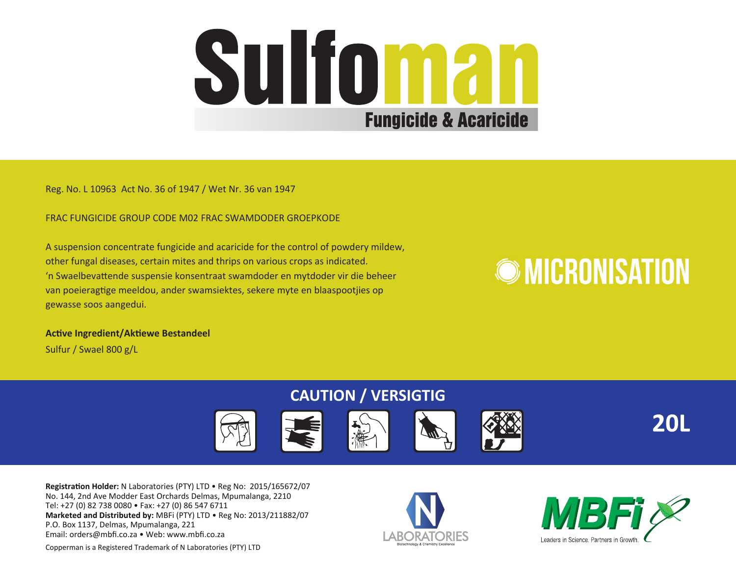# Sulfoman

## Fungicide & Acaricide

Reg. No. L 10963 Act No. 36 of 1947 / Wet Nr. 36 van 1947

FRAC FUNGICIDE GROUP CODE M02 FRAC SWAMDODER GROEPKODE

A suspension concentrate fungicide and acaricide for the control of powdery mildew, other fungal diseases, certain mites and thrips on various crops as indicated.
'n Swaelbevattende suspensie konsentraat swamdoder en mytdoder vir die beheer van poeieragtige meeldou, ander swamsiektes, sekere myte en blaaspootjies op gewasse soos aangedui.

MICRONISATION

**Active Ingredient/Aktiewe Bestandeel**
Sulfur / Swael 800 g/L

**CAUTION / VERSIGTIG**

**20L**

**Registration Holder:** N Laboratories (PTY) LTD • Reg No: 2015/165672/07
No. 144, 2nd Ave Modder East Orchards Delmas, Mpumalanga, 2210
Tel: +27 (0) 82 738 0080 • Fax: +27 (0) 86 547 6711
**Marketed and Distributed by:** MBFi (PTY) LTD • Reg No: 2013/211882/07
P.O. Box 1137, Delmas, Mpumalanga, 221
Email: orders@mbfi.co.za • Web: www.mbfi.co.za

Copperman is a Registered Trademark of N Laboratories (PTY) LTD

N LABORATORIES
Biotechnology & Chemistry Excellence

MBFi
Leaders in Science. Partners in Growth.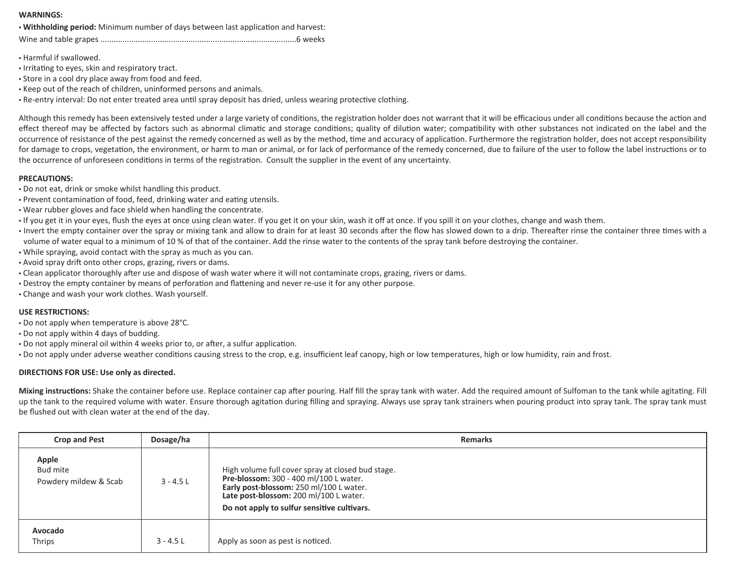**WARNINGS:**

- **Withholding period:** Minimum number of days between last application and harvest:

Wine and table grapes ........................................................................................6 weeks

- Harmful if swallowed.
- Irritating to eyes, skin and respiratory tract.
- Store in a cool dry place away from food and feed.
- Keep out of the reach of children, uninformed persons and animals.
- Re-entry interval: Do not enter treated area until spray deposit has dried, unless wearing protective clothing.

Although this remedy has been extensively tested under a large variety of conditions, the registration holder does not warrant that it will be efficacious under all conditions because the action and effect thereof may be affected by factors such as abnormal climatic and storage conditions; quality of dilution water; compatibility with other substances not indicated on the label and the occurrence of resistance of the pest against the remedy concerned as well as by the method, time and accuracy of application. Furthermore the registration holder, does not accept responsibility for damage to crops, vegetation, the environment, or harm to man or animal, or for lack of performance of the remedy concerned, due to failure of the user to follow the label instructions or to the occurrence of unforeseen conditions in terms of the registration. Consult the supplier in the event of any uncertainty.

**PRECAUTIONS:**

- Do not eat, drink or smoke whilst handling this product.
- Prevent contamination of food, feed, drinking water and eating utensils.
- Wear rubber gloves and face shield when handling the concentrate.
- If you get it in your eyes, flush the eyes at once using clean water. If you get it on your skin, wash it off at once. If you spill it on your clothes, change and wash them.
- Invert the empty container over the spray or mixing tank and allow to drain for at least 30 seconds after the flow has slowed down to a drip. Thereafter rinse the container three times with a volume of water equal to a minimum of 10 % of that of the container. Add the rinse water to the contents of the spray tank before destroying the container.
- While spraying, avoid contact with the spray as much as you can.
- Avoid spray drift onto other crops, grazing, rivers or dams.
- Clean applicator thoroughly after use and dispose of wash water where it will not contaminate crops, grazing, rivers or dams.
- Destroy the empty container by means of perforation and flattening and never re-use it for any other purpose.
- Change and wash your work clothes. Wash yourself.

**USE RESTRICTIONS:**

- Do not apply when temperature is above 28°C.
- Do not apply within 4 days of budding.
- Do not apply mineral oil within 4 weeks prior to, or after, a sulfur application.
- Do not apply under adverse weather conditions causing stress to the crop, e.g. insufficient leaf canopy, high or low temperatures, high or low humidity, rain and frost.

**DIRECTIONS FOR USE: Use only as directed.**

**Mixing instructions:** Shake the container before use. Replace container cap after pouring. Half fill the spray tank with water. Add the required amount of Sulfoman to the tank while agitating. Fill up the tank to the required volume with water. Ensure thorough agitation during filling and spraying. Always use spray tank strainers when pouring product into spray tank. The spray tank must be flushed out with clean water at the end of the day.

| Crop and Pest | Dosage/ha | Remarks |
|---|---|---|
| **Apple**<br>Bud mite<br>Powdery mildew & Scab | 3 - 4.5 L | High volume full cover spray at closed bud stage.<br>**Pre-blossom:** 300 - 400 ml/100 L water.<br>**Early post-blossom:** 250 ml/100 L water.<br>**Late post-blossom:** 200 ml/100 L water.<br>**Do not apply to sulfur sensitive cultivars.** |
| **Avocado**<br>Thrips | 3 - 4.5 L | Apply as soon as pest is noticed. |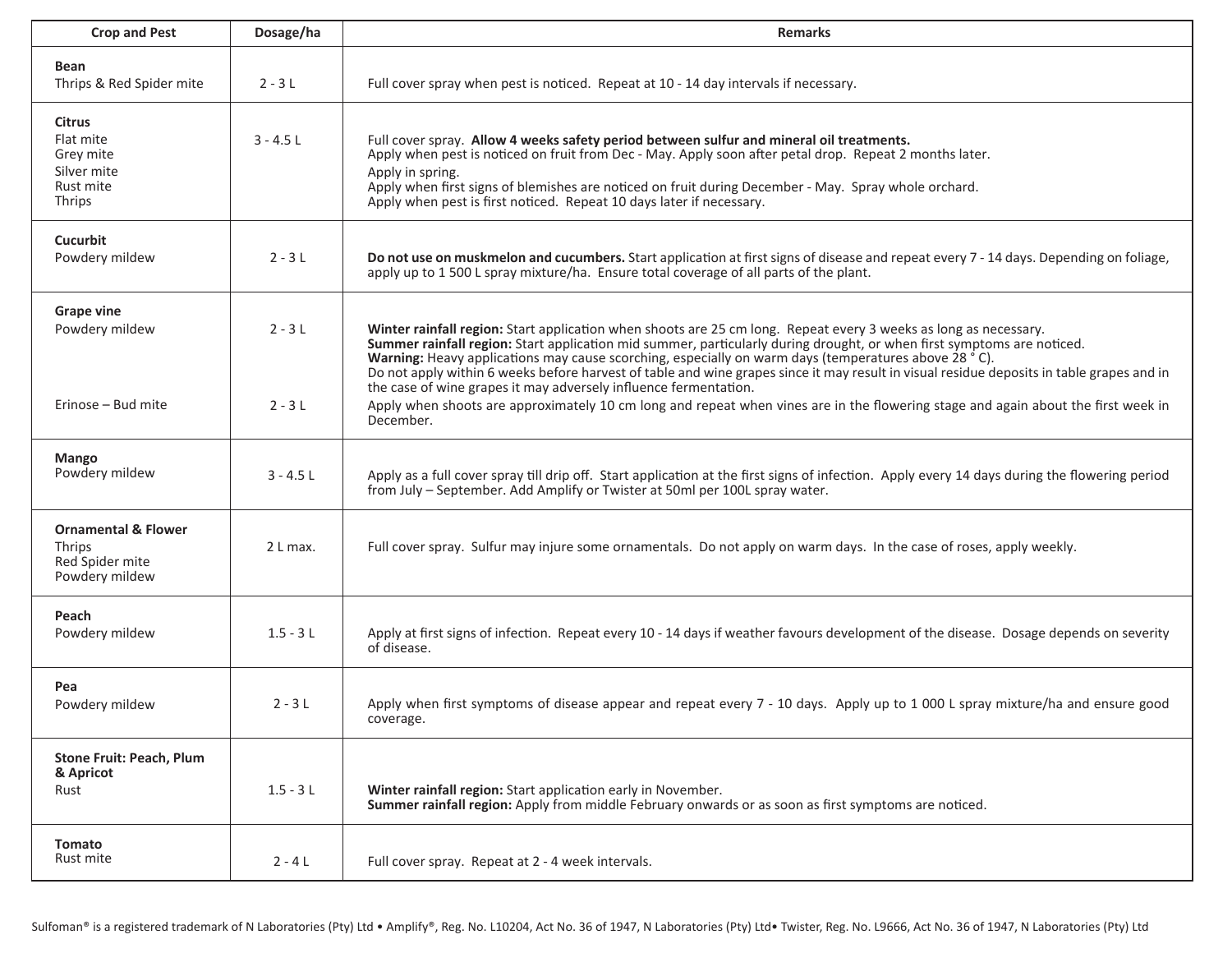| Crop and Pest | Dosage/ha | Remarks |
|---|---|---|
| **Bean**<br>Thrips & Red Spider mite | 2 - 3 L | Full cover spray when pest is noticed. Repeat at 10 - 14 day intervals if necessary. |
| **Citrus**<br>Flat mite<br>Grey mite<br>Silver mite<br>Rust mite<br>Thrips | 3 - 4.5 L | Full cover spray. **Allow 4 weeks safety period between sulfur and mineral oil treatments.**<br>Apply when pest is noticed on fruit from Dec - May. Apply soon after petal drop. Repeat 2 months later.<br>Apply in spring.<br>Apply when first signs of blemishes are noticed on fruit during December - May. Spray whole orchard.<br>Apply when pest is first noticed. Repeat 10 days later if necessary. |
| **Cucurbit**<br>Powdery mildew | 2 - 3 L | **Do not use on muskmelon and cucumbers.** Start application at first signs of disease and repeat every 7 - 14 days. Depending on foliage, apply up to 1 500 L spray mixture/ha. Ensure total coverage of all parts of the plant. |
| **Grape vine**<br>Powdery mildew | 2 - 3 L | **Winter rainfall region:** Start application when shoots are 25 cm long. Repeat every 3 weeks as long as necessary.<br>**Summer rainfall region:** Start application mid summer, particularly during drought, or when first symptoms are noticed.<br>**Warning:** Heavy applications may cause scorching, especially on warm days (temperatures above 28 ° C).<br>Do not apply within 6 weeks before harvest of table and wine grapes since it may result in visual residue deposits in table grapes and in the case of wine grapes it may adversely influence fermentation. |
| Erinose – Bud mite | 2 - 3 L | Apply when shoots are approximately 10 cm long and repeat when vines are in the flowering stage and again about the first week in December. |
| **Mango**<br>Powdery mildew | 3 - 4.5 L | Apply as a full cover spray till drip off. Start application at the first signs of infection. Apply every 14 days during the flowering period from July – September. Add Amplify or Twister at 50ml per 100L spray water. |
| **Ornamental & Flower**<br>Thrips<br>Red Spider mite<br>Powdery mildew | 2 L max. | Full cover spray. Sulfur may injure some ornamentals. Do not apply on warm days. In the case of roses, apply weekly. |
| **Peach**<br>Powdery mildew | 1.5 - 3 L | Apply at first signs of infection. Repeat every 10 - 14 days if weather favours development of the disease. Dosage depends on severity of disease. |
| **Pea**<br>Powdery mildew | 2 - 3 L | Apply when first symptoms of disease appear and repeat every 7 - 10 days. Apply up to 1 000 L spray mixture/ha and ensure good coverage. |
| **Stone Fruit: Peach, Plum & Apricot**<br>Rust | 1.5 - 3 L | **Winter rainfall region:** Start application early in November.<br>**Summer rainfall region:** Apply from middle February onwards or as soon as first symptoms are noticed. |
| **Tomato**<br>Rust mite | 2 - 4 L | Full cover spray. Repeat at 2 - 4 week intervals. |

Sulfoman® is a registered trademark of N Laboratories (Pty) Ltd • Amplify®, Reg. No. L10204, Act No. 36 of 1947, N Laboratories (Pty) Ltd• Twister, Reg. No. L9666, Act No. 36 of 1947, N Laboratories (Pty) Ltd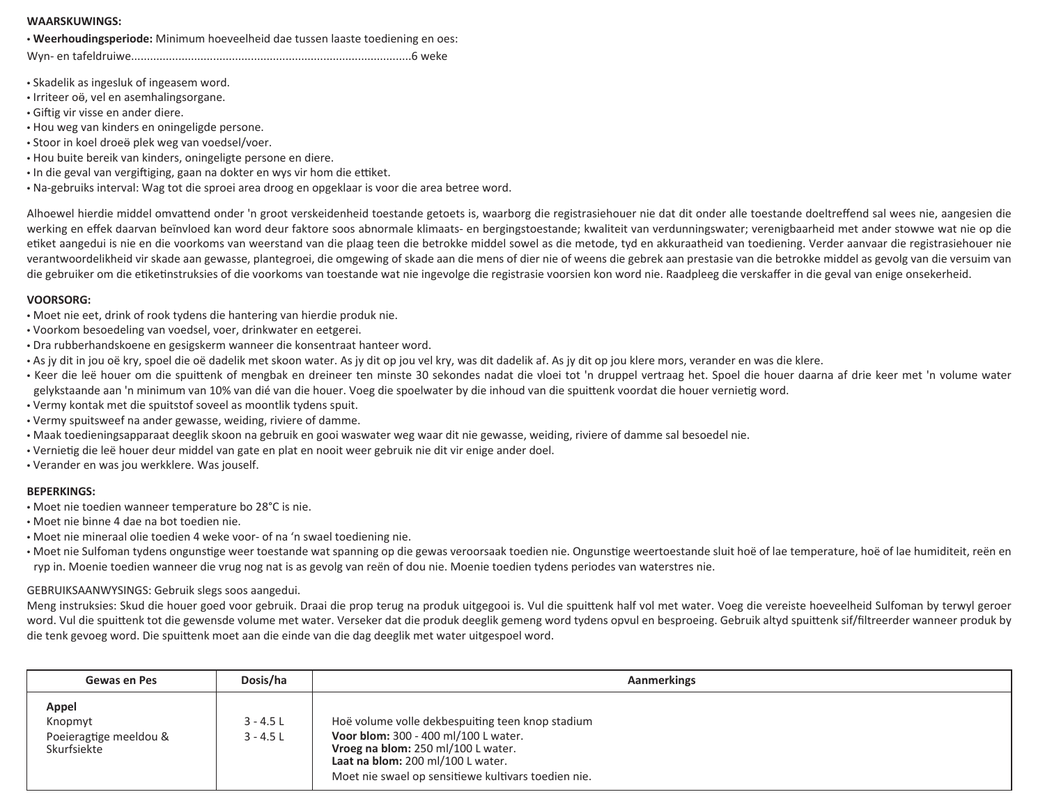**WAARSKUWINGS:**

- **Weerhoudingsperiode:** Minimum hoeveelheid dae tussen laaste toediening en oes:

Wyn- en tafeldruiwe........................................................................................6 weke

- Skadelik as ingesluk of ingeasem word.
- Irriteer oë, vel en asemhalingsorgane.
- Giftig vir visse en ander diere.
- Hou weg van kinders en oningeligde persone.
- Stoor in koel droeë plek weg van voedsel/voer.
- Hou buite bereik van kinders, oningeligte persone en diere.
- In die geval van vergiftiging, gaan na dokter en wys vir hom die ettiket.
- Na-gebruiks interval: Wag tot die sproei area droog en opgeklaar is voor die area betree word.

Alhoewel hierdie middel omvattend onder 'n groot verskeidenheid toestande getoets is, waarborg die registrasiehouer nie dat dit onder alle toestande doeltreffend sal wees nie, aangesien die werking en effek daarvan beïnvloed kan word deur faktore soos abnormale klimaats- en bergingstoestande; kwaliteit van verdunningswater; verenigbaarheid met ander stowwe wat nie op die etiket aangedui is nie en die voorkoms van weerstand van die plaag teen die betrokke middel sowel as die metode, tyd en akkuraatheid van toediening. Verder aanvaar die registrasiehouer nie verantwoordelikheid vir skade aan gewasse, plantegroei, die omgewing of skade aan die mens of dier nie of weens die gebrek aan prestasie van die betrokke middel as gevolg van die versuim van die gebruiker om die etiketinstruksies of die voorkoms van toestande wat nie ingevolge die registrasie voorsien kon word nie. Raadpleeg die verskaffer in die geval van enige onsekerheid.

**VOORSORG:**

- Moet nie eet, drink of rook tydens die hantering van hierdie produk nie.
- Voorkom besoedeling van voedsel, voer, drinkwater en eetgerei.
- Dra rubberhandskoene en gesigskerm wanneer die konsentraat hanteer word.
- As jy dit in jou oë kry, spoel die oë dadelik met skoon water. As jy dit op jou vel kry, was dit dadelik af. As jy dit op jou klere mors, verander en was die klere.
- Keer die leë houer om die spuittenk of mengbak en dreineer ten minste 30 sekondes nadat die vloei tot 'n druppel vertraag het. Spoel die houer daarna af drie keer met 'n volume water gelykstaande aan 'n minimum van 10% van dié van die houer. Voeg die spoelwater by die inhoud van die spuittenk voordat die houer vernietig word.
- Vermy kontak met die spuitstof soveel as moontlik tydens spuit.
- Vermy spuitsweef na ander gewasse, weiding, riviere of damme.
- Maak toedieningsapparaat deeglik skoon na gebruik en gooi waswater weg waar dit nie gewasse, weiding, riviere of damme sal besoedel nie.
- Vernietig die leë houer deur middel van gate en plat en nooit weer gebruik nie dit vir enige ander doel.
- Verander en was jou werkklere. Was jouself.

**BEPERKINGS:**

- Moet nie toedien wanneer temperature bo 28°C is nie.
- Moet nie binne 4 dae na bot toedien nie.
- Moet nie mineraal olie toedien 4 weke voor- of na 'n swael toediening nie.
- Moet nie Sulfoman tydens ongunstige weer toestande wat spanning op die gewas veroorsaak toedien nie. Ongunstige weertoestande sluit hoë of lae temperature, hoë of lae humiditeit, reën en ryp in. Moenie toedien wanneer die vrug nog nat is as gevolg van reën of dou nie. Moenie toedien tydens periodes van waterstres nie.

GEBRUIKSAANWYSINGS: Gebruik slegs soos aangedui.

Meng instruksies: Skud die houer goed voor gebruik. Draai die prop terug na produk uitgegooi is. Vul die spuittenk half vol met water. Voeg die vereiste hoeveelheid Sulfoman by terwyl geroer word. Vul die spuittenk tot die gewensde volume met water. Verseker dat die produk deeglik gemeng word tydens opvul en besproeing. Gebruik altyd spuittenk sif/filtreerder wanneer produk by die tenk gevoeg word. Die spuittenk moet aan die einde van die dag deeglik met water uitgespoel word.

| Gewas en Pes | Dosis/ha | Aanmerkings |
|---|---|---|
| **Appel** | | |
| Knopmyt | 3 - 4.5 L | Hoë volume volle dekbespuiting teen knop stadium |
| Poeieragtige meeldou & Skurfsiekte | 3 - 4.5 L | **Voor blom:** 300 - 400 ml/100 L water.<br>**Vroeg na blom:** 250 ml/100 L water.<br>**Laat na blom:** 200 ml/100 L water.<br>Moet nie swael op sensitiewe kultivars toedien nie. |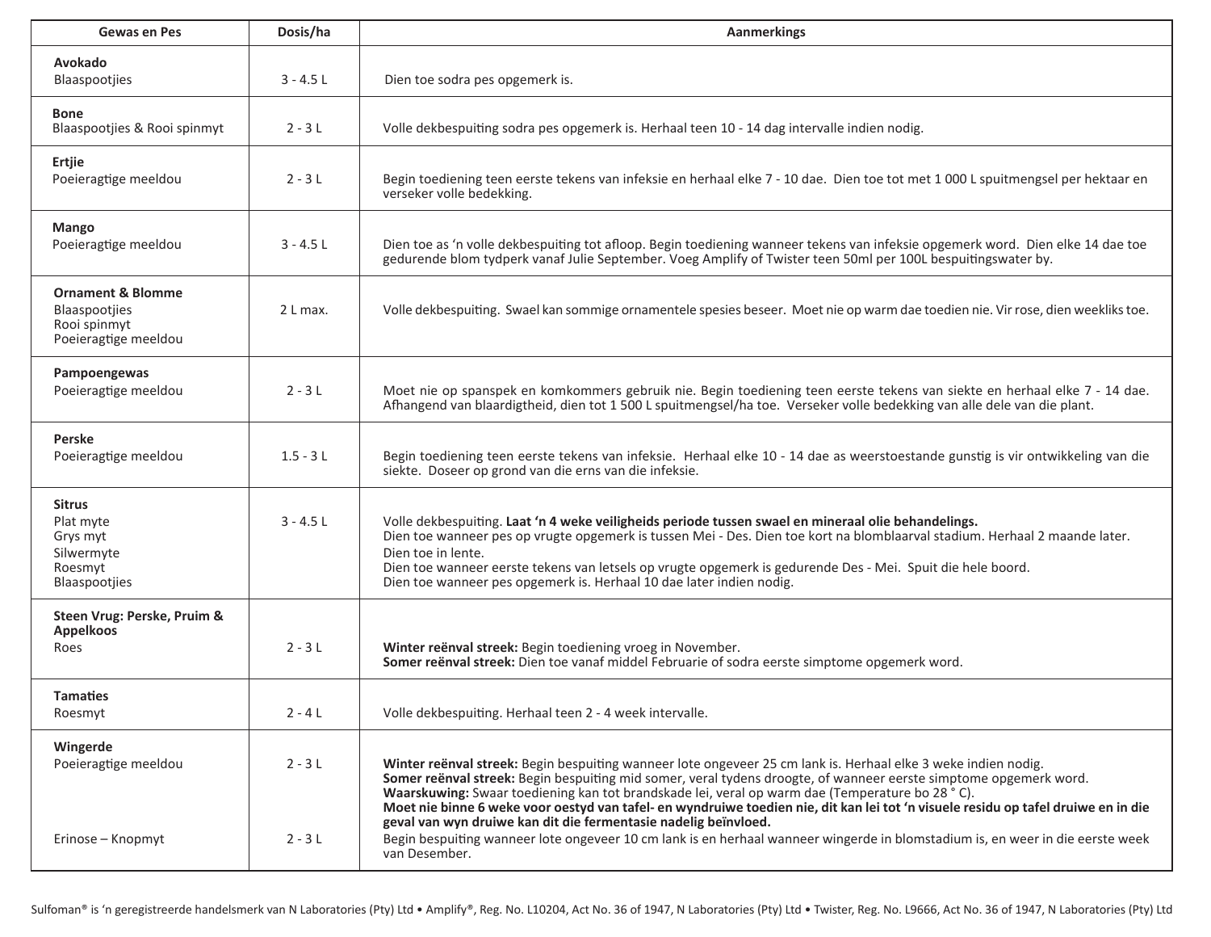| Gewas en Pes | Dosis/ha | Aanmerkings |
|---|---|---|
| **Avokado**<br>Blaaspootjies | 3 - 4.5 L | Dien toe sodra pes opgemerk is. |
| **Bone**<br>Blaaspootjies & Rooi spinmyt | 2 - 3 L | Volle dekbespuiting sodra pes opgemerk is. Herhaal teen 10 - 14 dag intervalle indien nodig. |
| **Ertjie**<br>Poeieragtige meeldou | 2 - 3 L | Begin toediening teen eerste tekens van infeksie en herhaal elke 7 - 10 dae. Dien toe tot met 1 000 L spuitmengsel per hektaar en verseker volle bedekking. |
| **Mango**<br>Poeieragtige meeldou | 3 - 4.5 L | Dien toe as 'n volle dekbespuiting tot afloop. Begin toediening wanneer tekens van infeksie opgemerk word. Dien elke 14 dae toe gedurende blom tydperk vanaf Julie September. Voeg Amplify of Twister teen 50ml per 100L bespuitingswater by. |
| **Ornament & Blomme**<br>Blaaspootjies<br>Rooi spinmyt<br>Poeieragtige meeldou | 2 L max. | Volle dekbespuiting. Swael kan sommige ornamentele spesies beseer. Moet nie op warm dae toedien nie. Vir rose, dien weekliks toe. |
| **Pampoengewas**<br>Poeieragtige meeldou | 2 - 3 L | Moet nie op spanspek en komkommers gebruik nie. Begin toediening teen eerste tekens van siekte en herhaal elke 7 - 14 dae. Afhangend van blaardigtheid, dien tot 1 500 L spuitmengsel/ha toe. Verseker volle bedekking van alle dele van die plant. |
| **Perske**<br>Poeieragtige meeldou | 1.5 - 3 L | Begin toediening teen eerste tekens van infeksie. Herhaal elke 10 - 14 dae as weerstoestande gunstig is vir ontwikkeling van die siekte. Doseer op grond van die erns van die infeksie. |
| **Sitrus**<br>Plat myte<br>Grys myt<br>Silwermyte<br>Roesmyt<br>Blaaspootjies | 3 - 4.5 L | Volle dekbespuiting. **Laat 'n 4 weke veiligheids periode tussen swael en mineraal olie behandelings.**<br>Dien toe wanneer pes op vrugte opgemerk is tussen Mei - Des. Dien toe kort na blomblaarval stadium. Herhaal 2 maande later.<br>Dien toe in lente.<br>Dien toe wanneer eerste tekens van letsels op vrugte opgemerk is gedurende Des - Mei. Spuit die hele boord.<br>Dien toe wanneer pes opgemerk is. Herhaal 10 dae later indien nodig. |
| **Steen Vrug: Perske, Pruim & Appelkoos**<br>Roes | 2 - 3 L | **Winter reënval streek:** Begin toediening vroeg in November.<br>**Somer reënval streek:** Dien toe vanaf middel Februarie of sodra eerste simptome opgemerk word. |
| **Tamaties**<br>Roesmyt | 2 - 4 L | Volle dekbespuiting. Herhaal teen 2 - 4 week intervalle. |
| **Wingerde**<br>Poeieragtige meeldou | 2 - 3 L | **Winter reënval streek:** Begin bespuiting wanneer lote ongeveer 25 cm lank is. Herhaal elke 3 weke indien nodig.<br>**Somer reënval streek:** Begin bespuiting mid somer, veral tydens droogte, of wanneer eerste simptome opgemerk word.<br>**Waarskuwing:** Swaar toediening kan tot brandskade lei, veral op warm dae (Temperature bo 28 ° C).<br>**Moet nie binne 6 weke voor oestyd van tafel- en wyndruiwe toedien nie, dit kan lei tot 'n visuele residu op tafel druiwe en in die geval van wyn druiwe kan dit die fermentasie nadelig beïnvloed.** |
| Erinose – Knopmyt | 2 - 3 L | Begin bespuiting wanneer lote ongeveer 10 cm lank is en herhaal wanneer wingerde in blomstadium is, en weer in die eerste week van Desember. |

Sulfoman® is 'n geregistreerde handelsmerk van N Laboratories (Pty) Ltd • Amplify®, Reg. No. L10204, Act No. 36 of 1947, N Laboratories (Pty) Ltd • Twister, Reg. No. L9666, Act No. 36 of 1947, N Laboratories (Pty) Ltd